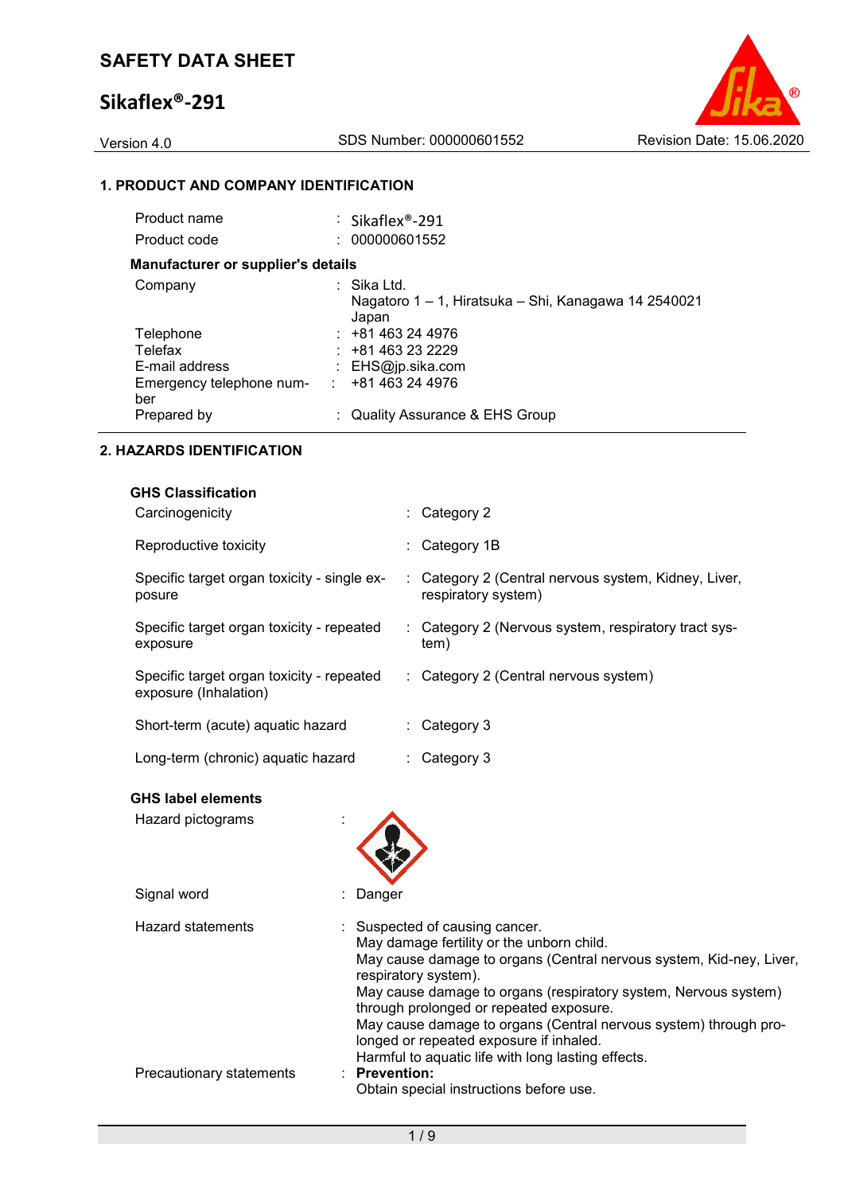# SAFETY DATA SHEET

# Sikaflex®-291

Version 4.0 | SDS Number: 000000601552 | Revision Date: 15.06.2020

## 1. PRODUCT AND COMPANY IDENTIFICATION

| | |
|---|---|
| Product name | : Sikaflex®-291 |
| Product code | : 000000601552 |

**Manufacturer or supplier's details**

| | |
|---|---|
| Company | : Sika Ltd.<br>Nagatoro 1 – 1, Hiratsuka – Shi, Kanagawa 14 2540021<br>Japan |
| Telephone | : +81 463 24 4976 |
| Telefax | : +81 463 23 2229 |
| E-mail address | : EHS@jp.sika.com |
| Emergency telephone number | : +81 463 24 4976 |
| Prepared by | : Quality Assurance & EHS Group |

## 2. HAZARDS IDENTIFICATION

**GHS Classification**

| | |
|---|---|
| Carcinogenicity | : Category 2 |
| Reproductive toxicity | : Category 1B |
| Specific target organ toxicity - single exposure | : Category 2 (Central nervous system, Kidney, Liver, respiratory system) |
| Specific target organ toxicity - repeated exposure | : Category 2 (Nervous system, respiratory tract system) |
| Specific target organ toxicity - repeated exposure (Inhalation) | : Category 2 (Central nervous system) |
| Short-term (acute) aquatic hazard | : Category 3 |
| Long-term (chronic) aquatic hazard | : Category 3 |

**GHS label elements**

Hazard pictograms :

Signal word : Danger

Hazard statements :
Suspected of causing cancer.
May damage fertility or the unborn child.
May cause damage to organs (Central nervous system, Kid-ney, Liver, respiratory system).
May cause damage to organs (respiratory system, Nervous system) through prolonged or repeated exposure.
May cause damage to organs (Central nervous system) through prolonged or repeated exposure if inhaled.
Harmful to aquatic life with long lasting effects.

Precautionary statements :
**Prevention:**
Obtain special instructions before use.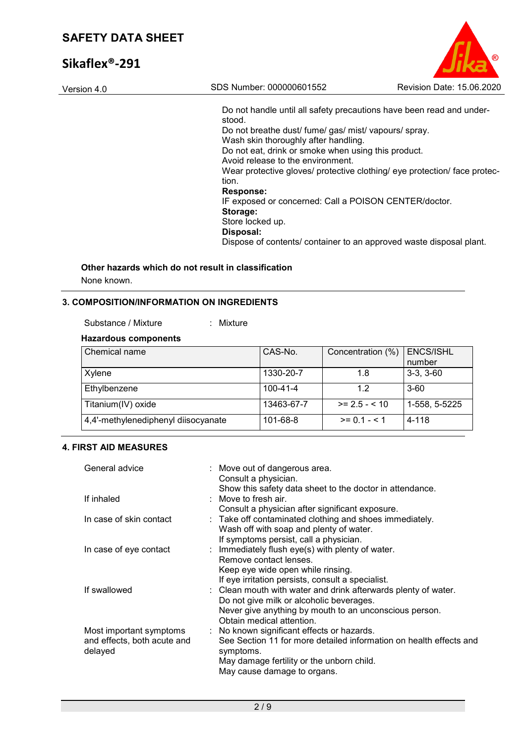Do not handle until all safety precautions have been read and understood.
Do not breathe dust/ fume/ gas/ mist/ vapours/ spray.
Wash skin thoroughly after handling.
Do not eat, drink or smoke when using this product.
Avoid release to the environment.
Wear protective gloves/ protective clothing/ eye protection/ face protection.

**Response:**
IF exposed or concerned: Call a POISON CENTER/doctor.

**Storage:**
Store locked up.

**Disposal:**
Dispose of contents/ container to an approved waste disposal plant.

**Other hazards which do not result in classification**

None known.

## 3. COMPOSITION/INFORMATION ON INGREDIENTS

Substance / Mixture : Mixture

**Hazardous components**

| Chemical name | CAS-No. | Concentration (%) | ENCS/ISHL number |
|---|---|---|---|
| Xylene | 1330-20-7 | 1.8 | 3-3, 3-60 |
| Ethylbenzene | 100-41-4 | 1.2 | 3-60 |
| Titanium(IV) oxide | 13463-67-7 | >= 2.5 - < 10 | 1-558, 5-5225 |
| 4,4'-methylenediphenyl diisocyanate | 101-68-8 | >= 0.1 - < 1 | 4-118 |

## 4. FIRST AID MEASURES

General advice : Move out of dangerous area.
Consult a physician.
Show this safety data sheet to the doctor in attendance.

If inhaled : Move to fresh air.
Consult a physician after significant exposure.

In case of skin contact : Take off contaminated clothing and shoes immediately.
Wash off with soap and plenty of water.
If symptoms persist, call a physician.

In case of eye contact : Immediately flush eye(s) with plenty of water.
Remove contact lenses.
Keep eye wide open while rinsing.
If eye irritation persists, consult a specialist.

If swallowed : Clean mouth with water and drink afterwards plenty of water.
Do not give milk or alcoholic beverages.
Never give anything by mouth to an unconscious person.
Obtain medical attention.

Most important symptoms and effects, both acute and delayed : No known significant effects or hazards.
See Section 11 for more detailed information on health effects and symptoms.
May damage fertility or the unborn child.
May cause damage to organs.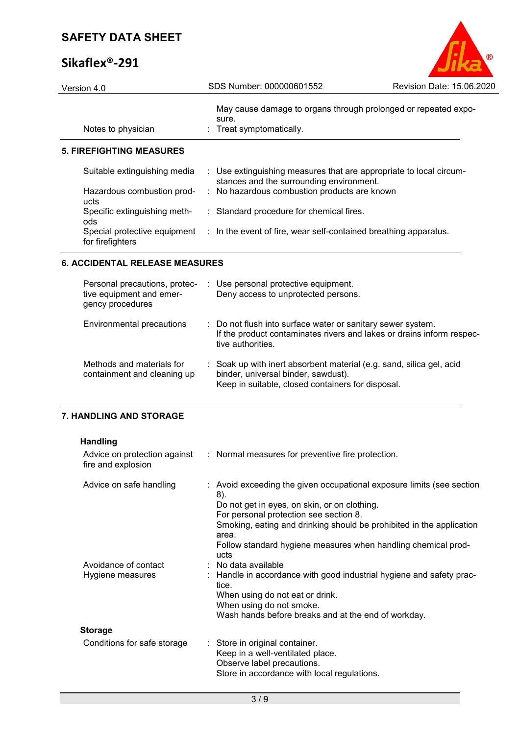| | | |
|---|---|---|
| | | May cause damage to organs through prolonged or repeated exposure. |
| Notes to physician | : | Treat symptomatically. |

## 5. FIREFIGHTING MEASURES

| | | |
|---|---|---|
| Suitable extinguishing media | : | Use extinguishing measures that are appropriate to local circumstances and the surrounding environment. |
| Hazardous combustion products | : | No hazardous combustion products are known |
| Specific extinguishing methods | : | Standard procedure for chemical fires. |
| Special protective equipment for firefighters | : | In the event of fire, wear self-contained breathing apparatus. |

## 6. ACCIDENTAL RELEASE MEASURES

| | | |
|---|---|---|
| Personal precautions, protective equipment and emergency procedures | : | Use personal protective equipment.<br>Deny access to unprotected persons. |
| Environmental precautions | : | Do not flush into surface water or sanitary sewer system.<br>If the product contaminates rivers and lakes or drains inform respective authorities. |
| Methods and materials for containment and cleaning up | : | Soak up with inert absorbent material (e.g. sand, silica gel, acid binder, universal binder, sawdust).<br>Keep in suitable, closed containers for disposal. |

## 7. HANDLING AND STORAGE

### Handling

| | | |
|---|---|---|
| Advice on protection against fire and explosion | : | Normal measures for preventive fire protection. |
| Advice on safe handling | : | Avoid exceeding the given occupational exposure limits (see section 8).<br>Do not get in eyes, on skin, or on clothing.<br>For personal protection see section 8.<br>Smoking, eating and drinking should be prohibited in the application area.<br>Follow standard hygiene measures when handling chemical products |
| Avoidance of contact | : | No data available |
| Hygiene measures | : | Handle in accordance with good industrial hygiene and safety practice.<br>When using do not eat or drink.<br>When using do not smoke.<br>Wash hands before breaks and at the end of workday. |

### Storage

| | | |
|---|---|---|
| Conditions for safe storage | : | Store in original container.<br>Keep in a well-ventilated place.<br>Observe label precautions.<br>Store in accordance with local regulations. |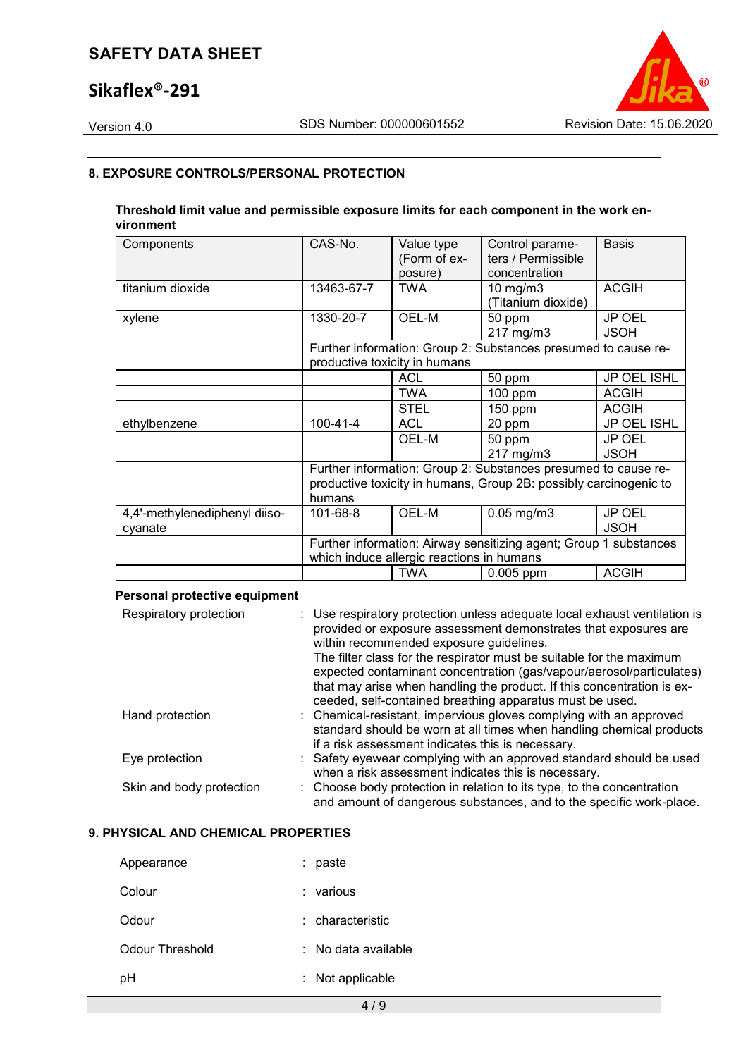## 8. EXPOSURE CONTROLS/PERSONAL PROTECTION

**Threshold limit value and permissible exposure limits for each component in the work environment**

| Components | CAS-No. | Value type (Form of exposure) | Control parameters / Permissible concentration | Basis |
|---|---|---|---|---|
| titanium dioxide | 13463-67-7 | TWA | 10 mg/m3 (Titanium dioxide) | ACGIH |
| xylene | 1330-20-7 | OEL-M | 50 ppm 217 mg/m3 | JP OEL JSOH |
| | Further information: Group 2: Substances presumed to cause reproductive toxicity in humans | | | |
| | | ACL | 50 ppm | JP OEL ISHL |
| | | TWA | 100 ppm | ACGIH |
| | | STEL | 150 ppm | ACGIH |
| ethylbenzene | 100-41-4 | ACL | 20 ppm | JP OEL ISHL |
| | | OEL-M | 50 ppm 217 mg/m3 | JP OEL JSOH |
| | Further information: Group 2: Substances presumed to cause reproductive toxicity in humans, Group 2B: possibly carcinogenic to humans | | | |
| 4,4'-methylenediphenyl diisocyanate | 101-68-8 | OEL-M | 0.05 mg/m3 | JP OEL JSOH |
| | Further information: Airway sensitizing agent; Group 1 substances which induce allergic reactions in humans | | | |
| | | TWA | 0.005 ppm | ACGIH |

**Personal protective equipment**

Respiratory protection : Use respiratory protection unless adequate local exhaust ventilation is provided or exposure assessment demonstrates that exposures are within recommended exposure guidelines.
The filter class for the respirator must be suitable for the maximum expected contaminant concentration (gas/vapour/aerosol/particulates) that may arise when handling the product. If this concentration is exceeded, self-contained breathing apparatus must be used.

Hand protection : Chemical-resistant, impervious gloves complying with an approved standard should be worn at all times when handling chemical products if a risk assessment indicates this is necessary.

Eye protection : Safety eyewear complying with an approved standard should be used when a risk assessment indicates this is necessary.

Skin and body protection : Choose body protection in relation to its type, to the concentration and amount of dangerous substances, and to the specific work-place.

## 9. PHYSICAL AND CHEMICAL PROPERTIES

Appearance : paste

Colour : various

Odour : characteristic

Odour Threshold : No data available

pH : Not applicable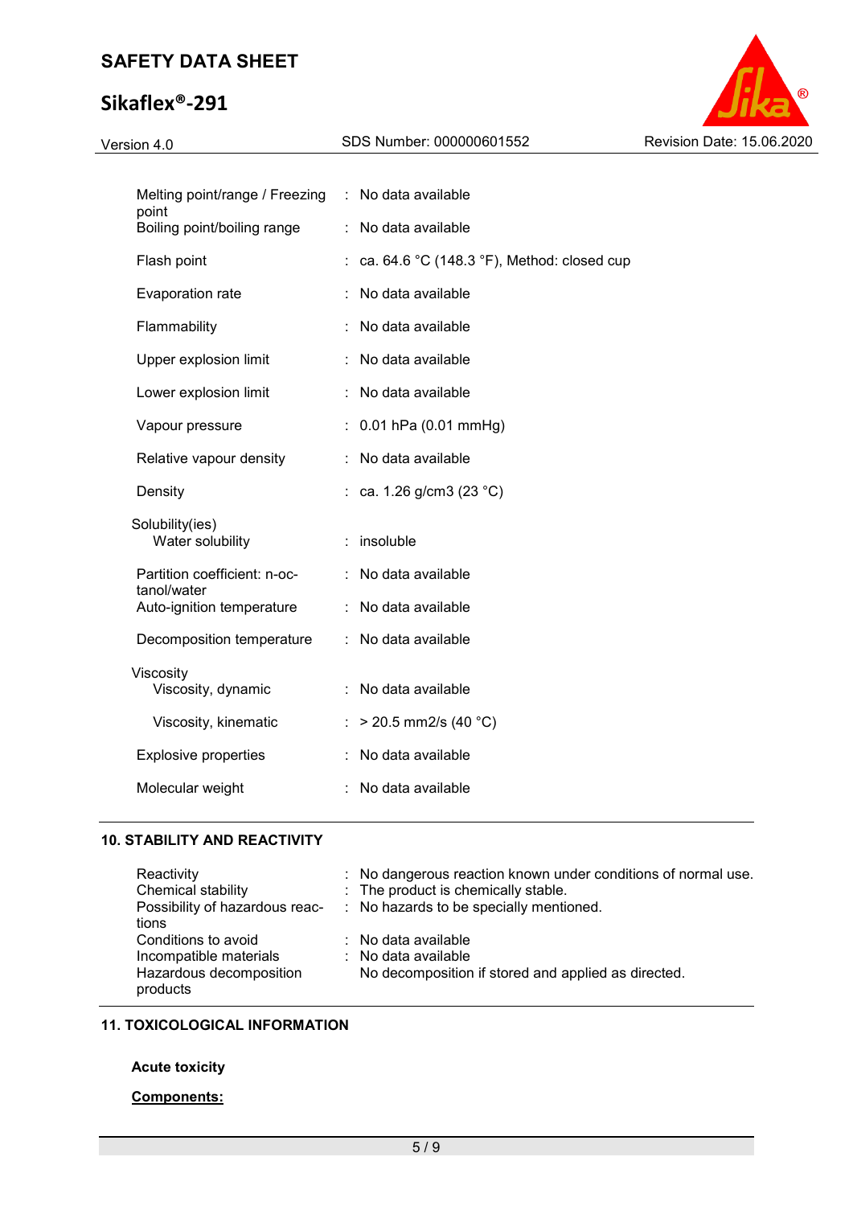| | | |
|---|---|---|
| Melting point/range / Freezing point | : | No data available |
| Boiling point/boiling range | : | No data available |
| Flash point | : | ca. 64.6 °C (148.3 °F), Method: closed cup |
| Evaporation rate | : | No data available |
| Flammability | : | No data available |
| Upper explosion limit | : | No data available |
| Lower explosion limit | : | No data available |
| Vapour pressure | : | 0.01 hPa (0.01 mmHg) |
| Relative vapour density | : | No data available |
| Density | : | ca. 1.26 g/cm3 (23 °C) |
| Solubility(ies) | | |
| Water solubility | : | insoluble |
| Partition coefficient: n-octanol/water | : | No data available |
| Auto-ignition temperature | : | No data available |
| Decomposition temperature | : | No data available |
| Viscosity | | |
| Viscosity, dynamic | : | No data available |
| Viscosity, kinematic | : | > 20.5 mm2/s (40 °C) |
| Explosive properties | : | No data available |
| Molecular weight | : | No data available |

## 10. STABILITY AND REACTIVITY

| | | |
|---|---|---|
| Reactivity | : | No dangerous reaction known under conditions of normal use. |
| Chemical stability | : | The product is chemically stable. |
| Possibility of hazardous reactions | : | No hazards to be specially mentioned. |
| Conditions to avoid | : | No data available |
| Incompatible materials | : | No data available |
| Hazardous decomposition products | | No decomposition if stored and applied as directed. |

## 11. TOXICOLOGICAL INFORMATION

**Acute toxicity**

**Components:**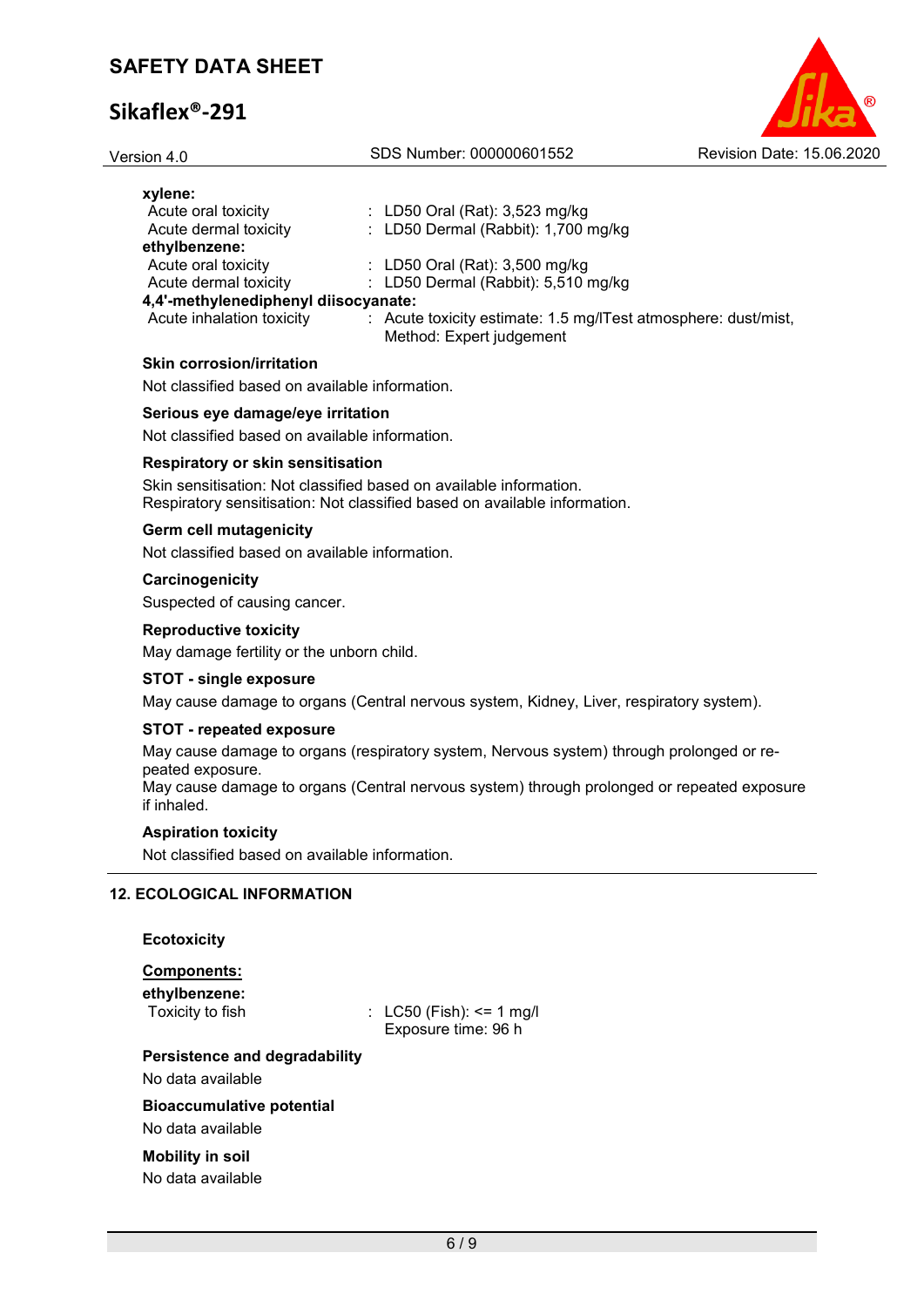**xylene:**

| | |
|---|---|
| Acute oral toxicity | : LD50 Oral (Rat): 3,523 mg/kg |
| Acute dermal toxicity | : LD50 Dermal (Rabbit): 1,700 mg/kg |

**ethylbenzene:**

| | |
|---|---|
| Acute oral toxicity | : LD50 Oral (Rat): 3,500 mg/kg |
| Acute dermal toxicity | : LD50 Dermal (Rabbit): 5,510 mg/kg |

**4,4'-methylenediphenyl diisocyanate:**

| | |
|---|---|
| Acute inhalation toxicity | : Acute toxicity estimate: 1.5 mg/lTest atmosphere: dust/mist, Method: Expert judgement |

**Skin corrosion/irritation**

Not classified based on available information.

**Serious eye damage/eye irritation**

Not classified based on available information.

**Respiratory or skin sensitisation**

Skin sensitisation: Not classified based on available information.
Respiratory sensitisation: Not classified based on available information.

**Germ cell mutagenicity**

Not classified based on available information.

**Carcinogenicity**

Suspected of causing cancer.

**Reproductive toxicity**

May damage fertility or the unborn child.

**STOT - single exposure**

May cause damage to organs (Central nervous system, Kidney, Liver, respiratory system).

**STOT - repeated exposure**

May cause damage to organs (respiratory system, Nervous system) through prolonged or repeated exposure.
May cause damage to organs (Central nervous system) through prolonged or repeated exposure if inhaled.

**Aspiration toxicity**

Not classified based on available information.

## 12. ECOLOGICAL INFORMATION

**Ecotoxicity**

**Components:**

**ethylbenzene:**

| | |
|---|---|
| Toxicity to fish | : LC50 (Fish): <= 1 mg/l Exposure time: 96 h |

**Persistence and degradability**

No data available

**Bioaccumulative potential**

No data available

**Mobility in soil**

No data available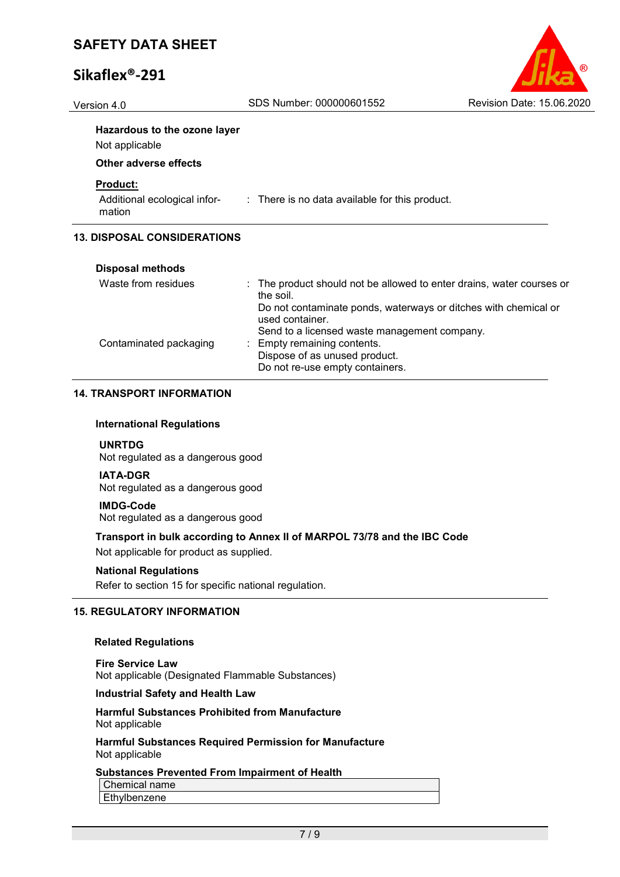**Hazardous to the ozone layer**

Not applicable

**Other adverse effects**

**Product:**

| | |
|---|---|
| Additional ecological information | : There is no data available for this product. |

## 13. DISPOSAL CONSIDERATIONS

**Disposal methods**

| | |
|---|---|
| Waste from residues | : The product should not be allowed to enter drains, water courses or the soil. Do not contaminate ponds, waterways or ditches with chemical or used container. Send to a licensed waste management company. |
| Contaminated packaging | : Empty remaining contents. Dispose of as unused product. Do not re-use empty containers. |

## 14. TRANSPORT INFORMATION

**International Regulations**

**UNRTDG**
Not regulated as a dangerous good

**IATA-DGR**
Not regulated as a dangerous good

**IMDG-Code**
Not regulated as a dangerous good

**Transport in bulk according to Annex II of MARPOL 73/78 and the IBC Code**

Not applicable for product as supplied.

**National Regulations**

Refer to section 15 for specific national regulation.

## 15. REGULATORY INFORMATION

**Related Regulations**

**Fire Service Law**

Not applicable (Designated Flammable Substances)

**Industrial Safety and Health Law**

**Harmful Substances Prohibited from Manufacture**

Not applicable

**Harmful Substances Required Permission for Manufacture**

Not applicable

**Substances Prevented From Impairment of Health**

| Chemical name |
|---|
| Ethylbenzene |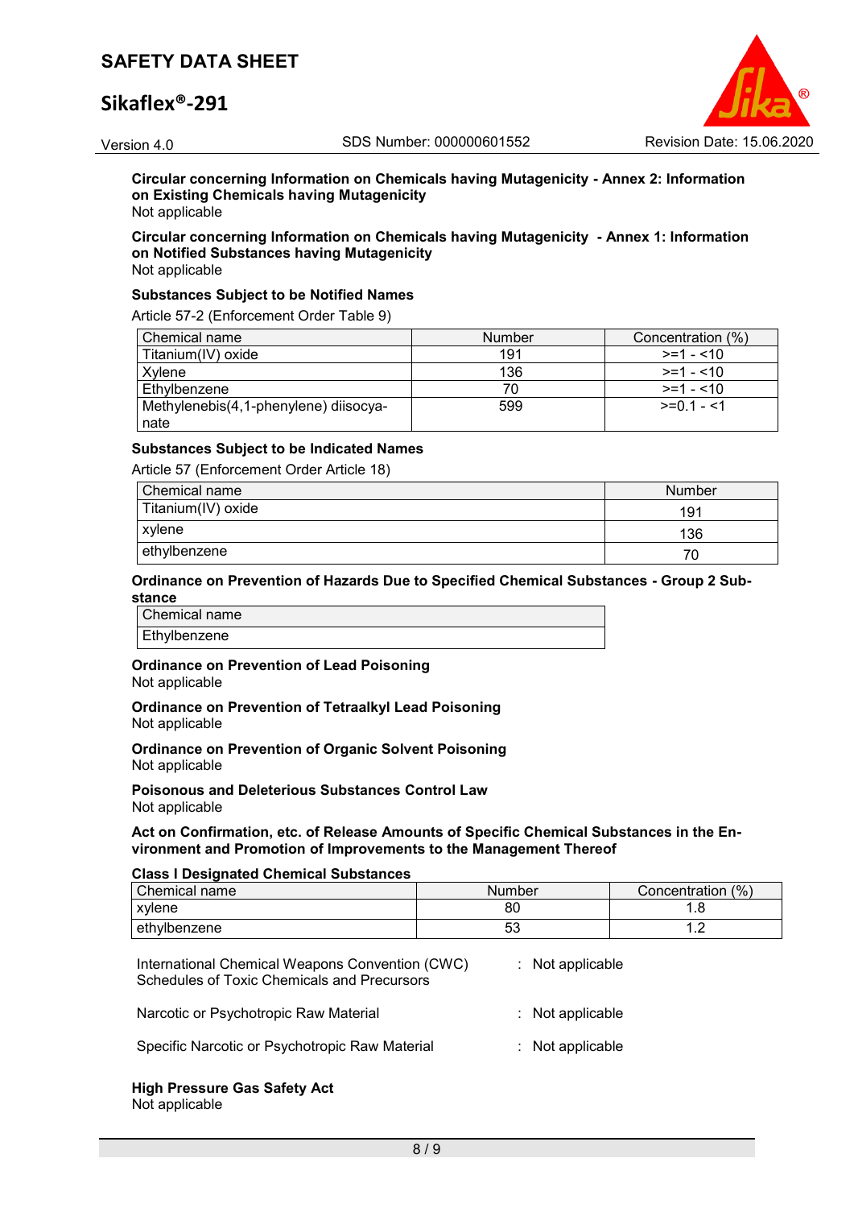**Circular concerning Information on Chemicals having Mutagenicity - Annex 2: Information on Existing Chemicals having Mutagenicity**
Not applicable

**Circular concerning Information on Chemicals having Mutagenicity - Annex 1: Information on Notified Substances having Mutagenicity**
Not applicable

**Substances Subject to be Notified Names**

Article 57-2 (Enforcement Order Table 9)

| Chemical name | Number | Concentration (%) |
|---|---|---|
| Titanium(IV) oxide | 191 | >=1 - <10 |
| Xylene | 136 | >=1 - <10 |
| Ethylbenzene | 70 | >=1 - <10 |
| Methylenebis(4,1-phenylene) diisocyanate | 599 | >=0.1 - <1 |

**Substances Subject to be Indicated Names**

Article 57 (Enforcement Order Article 18)

| Chemical name | Number |
|---|---|
| Titanium(IV) oxide | 191 |
| xylene | 136 |
| ethylbenzene | 70 |

**Ordinance on Prevention of Hazards Due to Specified Chemical Substances - Group 2 Substance**

| Chemical name |
|---|
| Ethylbenzene |

**Ordinance on Prevention of Lead Poisoning**
Not applicable

**Ordinance on Prevention of Tetraalkyl Lead Poisoning**
Not applicable

**Ordinance on Prevention of Organic Solvent Poisoning**
Not applicable

**Poisonous and Deleterious Substances Control Law**
Not applicable

**Act on Confirmation, etc. of Release Amounts of Specific Chemical Substances in the Environment and Promotion of Improvements to the Management Thereof**

**Class I Designated Chemical Substances**

| Chemical name | Number | Concentration (%) |
|---|---|---|
| xylene | 80 | 1.8 |
| ethylbenzene | 53 | 1.2 |

International Chemical Weapons Convention (CWC) Schedules of Toxic Chemicals and Precursors : Not applicable

Narcotic or Psychotropic Raw Material : Not applicable

Specific Narcotic or Psychotropic Raw Material : Not applicable

**High Pressure Gas Safety Act**
Not applicable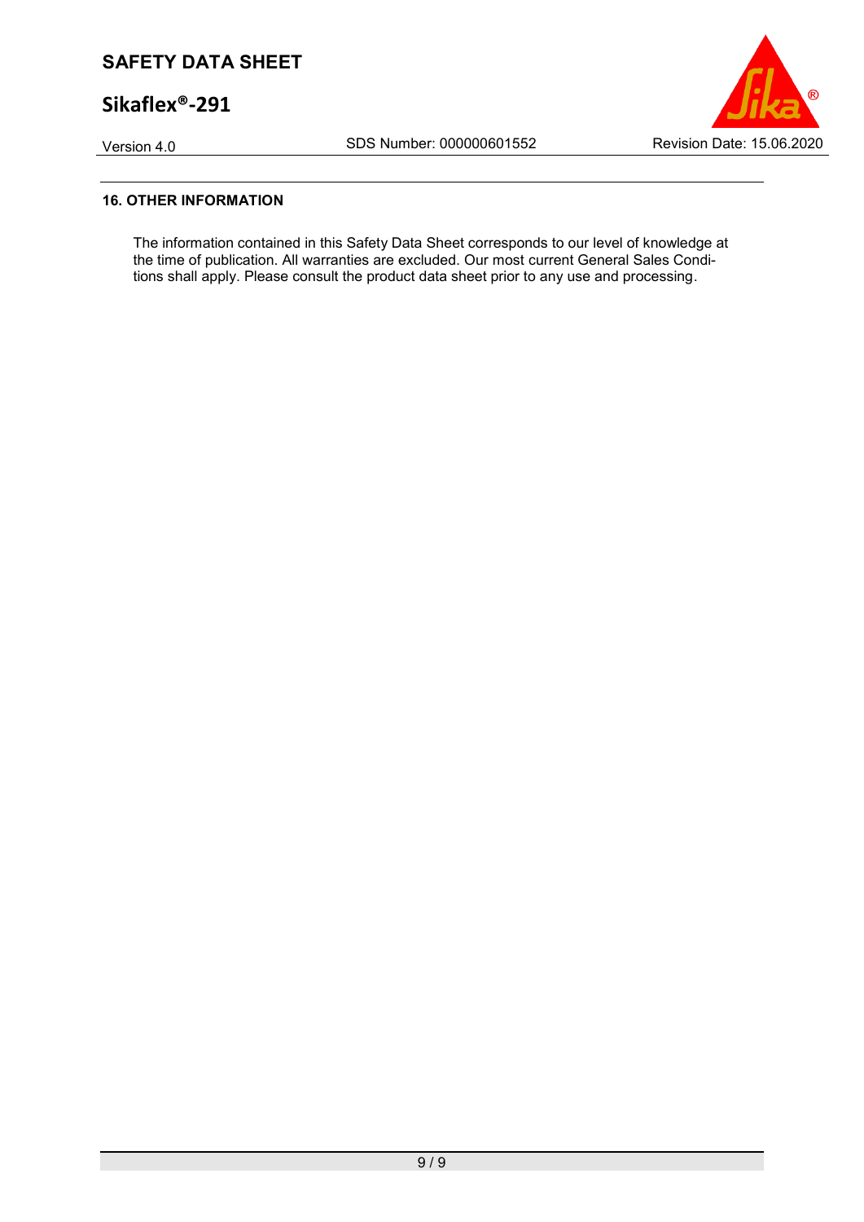### 16. OTHER INFORMATION

The information contained in this Safety Data Sheet corresponds to our level of knowledge at the time of publication. All warranties are excluded. Our most current General Sales Conditions shall apply. Please consult the product data sheet prior to any use and processing.